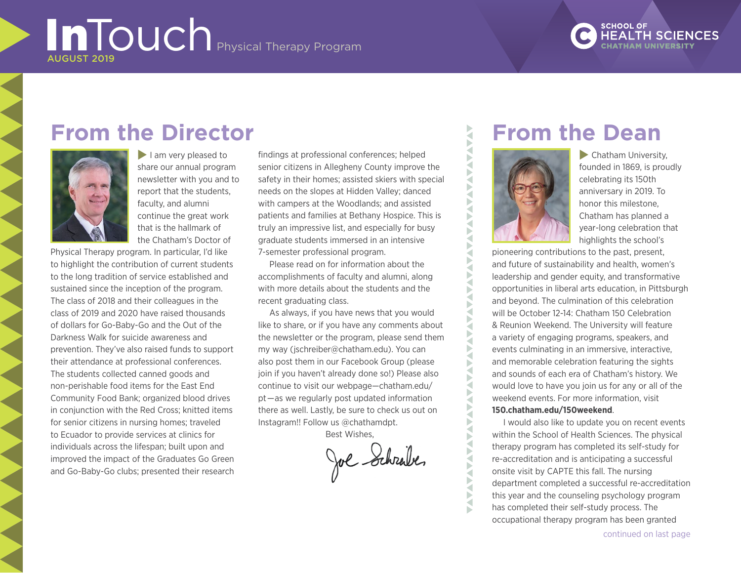# InTouch Physical Therapy Program

AUGUST 2019

SCHOOL OF HEALTH SCIENCES
CHATHAM UNIVERSITY

## From the Director

I am very pleased to share our annual program newsletter with you and to report that the students, faculty, and alumni continue the great work that is the hallmark of the Chatham's Doctor of Physical Therapy program. In particular, I'd like to highlight the contribution of current students to the long tradition of service established and sustained since the inception of the program. The class of 2018 and their colleagues in the class of 2019 and 2020 have raised thousands of dollars for Go-Baby-Go and the Out of the Darkness Walk for suicide awareness and prevention. They've also raised funds to support their attendance at professional conferences. The students collected canned goods and non-perishable food items for the East End Community Food Bank; organized blood drives in conjunction with the Red Cross; knitted items for senior citizens in nursing homes; traveled to Ecuador to provide services at clinics for individuals across the lifespan; built upon and improved the impact of the Graduates Go Green and Go-Baby-Go clubs; presented their research findings at professional conferences; helped senior citizens in Allegheny County improve the safety in their homes; assisted skiers with special needs on the slopes at Hidden Valley; danced with campers at the Woodlands; and assisted patients and families at Bethany Hospice. This is truly an impressive list, and especially for busy graduate students immersed in an intensive 7-semester professional program.

Please read on for information about the accomplishments of faculty and alumni, along with more details about the students and the recent graduating class.

As always, if you have news that you would like to share, or if you have any comments about the newsletter or the program, please send them my way (jschreiber@chatham.edu). You can also post them in our Facebook Group (please join if you haven't already done so!) Please also continue to visit our webpage—chatham.edu/pt—as we regularly post updated information there as well. Lastly, be sure to check us out on Instagram!! Follow us @chathamdpt.

Best Wishes,

Joe Schreiber

## From the Dean

Chatham University, founded in 1869, is proudly celebrating its 150th anniversary in 2019. To honor this milestone, Chatham has planned a year-long celebration that highlights the school's pioneering contributions to the past, present, and future of sustainability and health, women's leadership and gender equity, and transformative opportunities in liberal arts education, in Pittsburgh and beyond. The culmination of this celebration will be October 12-14: Chatham 150 Celebration & Reunion Weekend. The University will feature a variety of engaging programs, speakers, and events culminating in an immersive, interactive, and memorable celebration featuring the sights and sounds of each era of Chatham's history. We would love to have you join us for any or all of the weekend events. For more information, visit **150.chatham.edu/150weekend**.

I would also like to update you on recent events within the School of Health Sciences. The physical therapy program has completed its self-study for re-accreditation and is anticipating a successful onsite visit by CAPTE this fall. The nursing department completed a successful re-accreditation this year and the counseling psychology program has completed their self-study process. The occupational therapy program has been granted

continued on last page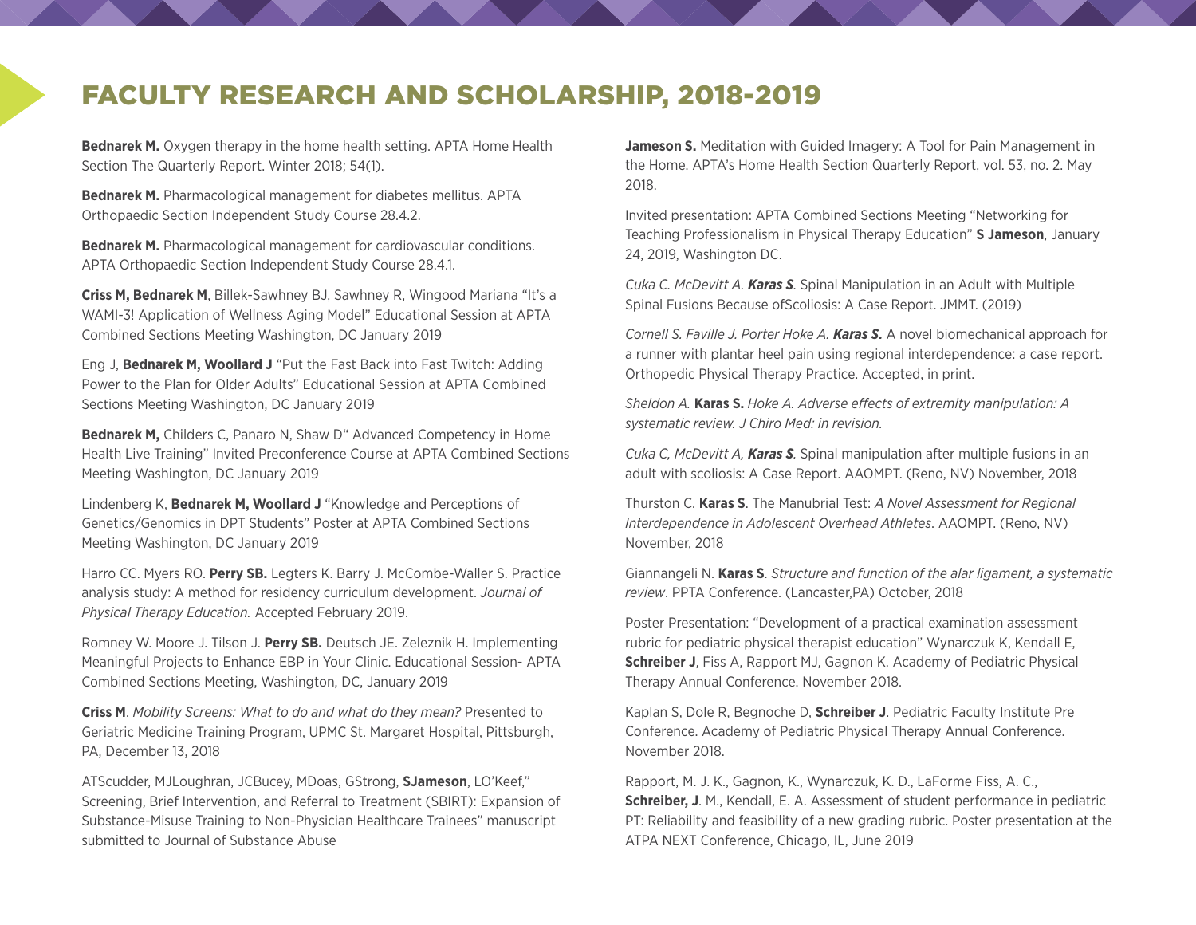# FACULTY RESEARCH AND SCHOLARSHIP, 2018-2019

**Bednarek M.** Oxygen therapy in the home health setting. APTA Home Health Section The Quarterly Report. Winter 2018; 54(1).

**Bednarek M.** Pharmacological management for diabetes mellitus. APTA Orthopaedic Section Independent Study Course 28.4.2.

**Bednarek M.** Pharmacological management for cardiovascular conditions. APTA Orthopaedic Section Independent Study Course 28.4.1.

**Criss M, Bednarek M**, Billek-Sawhney BJ, Sawhney R, Wingood Mariana "It's a WAMI-3! Application of Wellness Aging Model" Educational Session at APTA Combined Sections Meeting Washington, DC January 2019

Eng J, **Bednarek M, Woollard J** "Put the Fast Back into Fast Twitch: Adding Power to the Plan for Older Adults" Educational Session at APTA Combined Sections Meeting Washington, DC January 2019

**Bednarek M,** Childers C, Panaro N, Shaw D" Advanced Competency in Home Health Live Training" Invited Preconference Course at APTA Combined Sections Meeting Washington, DC January 2019

Lindenberg K, **Bednarek M, Woollard J** "Knowledge and Perceptions of Genetics/Genomics in DPT Students" Poster at APTA Combined Sections Meeting Washington, DC January 2019

Harro CC. Myers RO. **Perry SB.** Legters K. Barry J. McCombe-Waller S. Practice analysis study: A method for residency curriculum development. *Journal of Physical Therapy Education.* Accepted February 2019.

Romney W. Moore J. Tilson J. **Perry SB.** Deutsch JE. Zeleznik H. Implementing Meaningful Projects to Enhance EBP in Your Clinic. Educational Session- APTA Combined Sections Meeting, Washington, DC, January 2019

**Criss M**. *Mobility Screens: What to do and what do they mean?* Presented to Geriatric Medicine Training Program, UPMC St. Margaret Hospital, Pittsburgh, PA, December 13, 2018

ATScudder, MJLoughran, JCBucey, MDoas, GStrong, **SJameson**, LO'Keef," Screening, Brief Intervention, and Referral to Treatment (SBIRT): Expansion of Substance-Misuse Training to Non-Physician Healthcare Trainees" manuscript submitted to Journal of Substance Abuse

**Jameson S.** Meditation with Guided Imagery: A Tool for Pain Management in the Home. APTA's Home Health Section Quarterly Report, vol. 53, no. 2. May 2018.

Invited presentation: APTA Combined Sections Meeting "Networking for Teaching Professionalism in Physical Therapy Education" **S Jameson**, January 24, 2019, Washington DC.

*Cuka C. McDevitt A.* ***Karas S****.* Spinal Manipulation in an Adult with Multiple Spinal Fusions Because ofScoliosis: A Case Report. JMMT. (2019)

*Cornell S. Faville J. Porter Hoke A.* ***Karas S.*** A novel biomechanical approach for a runner with plantar heel pain using regional interdependence: a case report. Orthopedic Physical Therapy Practice. Accepted, in print.

*Sheldon A.* **Karas S.** *Hoke A. Adverse effects of extremity manipulation: A systematic review. J Chiro Med: in revision.*

*Cuka C, McDevitt A,* ***Karas S****.* Spinal manipulation after multiple fusions in an adult with scoliosis: A Case Report. AAOMPT. (Reno, NV) November, 2018

Thurston C. **Karas S**. The Manubrial Test: *A Novel Assessment for Regional Interdependence in Adolescent Overhead Athletes*. AAOMPT. (Reno, NV) November, 2018

Giannangeli N. **Karas S**. *Structure and function of the alar ligament, a systematic review*. PPTA Conference. (Lancaster,PA) October, 2018

Poster Presentation: "Development of a practical examination assessment rubric for pediatric physical therapist education" Wynarczuk K, Kendall E, **Schreiber J**, Fiss A, Rapport MJ, Gagnon K. Academy of Pediatric Physical Therapy Annual Conference. November 2018.

Kaplan S, Dole R, Begnoche D, **Schreiber J**. Pediatric Faculty Institute Pre Conference. Academy of Pediatric Physical Therapy Annual Conference. November 2018.

Rapport, M. J. K., Gagnon, K., Wynarczuk, K. D., LaForme Fiss, A. C., **Schreiber, J**. M., Kendall, E. A. Assessment of student performance in pediatric PT: Reliability and feasibility of a new grading rubric. Poster presentation at the ATPA NEXT Conference, Chicago, IL, June 2019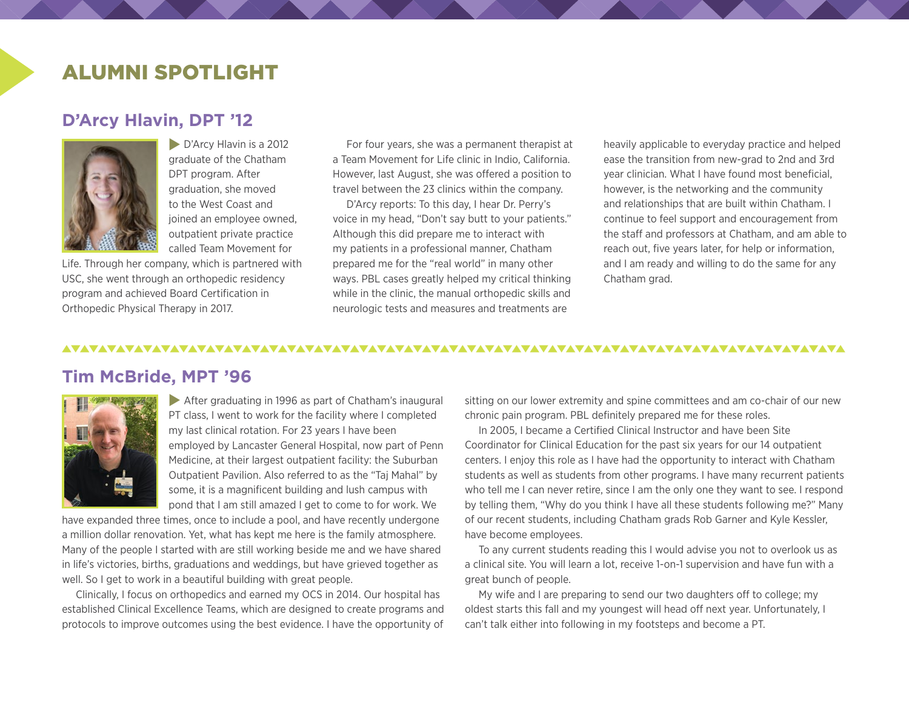# ALUMNI SPOTLIGHT

## D'Arcy Hlavin, DPT '12

D'Arcy Hlavin is a 2012 graduate of the Chatham DPT program. After graduation, she moved to the West Coast and joined an employee owned, outpatient private practice called Team Movement for Life. Through her company, which is partnered with USC, she went through an orthopedic residency program and achieved Board Certification in Orthopedic Physical Therapy in 2017.

For four years, she was a permanent therapist at a Team Movement for Life clinic in Indio, California. However, last August, she was offered a position to travel between the 23 clinics within the company.

D'Arcy reports: To this day, I hear Dr. Perry's voice in my head, "Don't say butt to your patients." Although this did prepare me to interact with my patients in a professional manner, Chatham prepared me for the "real world" in many other ways. PBL cases greatly helped my critical thinking while in the clinic, the manual orthopedic skills and neurologic tests and measures and treatments are heavily applicable to everyday practice and helped ease the transition from new-grad to 2nd and 3rd year clinician. What I have found most beneficial, however, is the networking and the community and relationships that are built within Chatham. I continue to feel support and encouragement from the staff and professors at Chatham, and am able to reach out, five years later, for help or information, and I am ready and willing to do the same for any Chatham grad.

## Tim McBride, MPT '96

After graduating in 1996 as part of Chatham's inaugural PT class, I went to work for the facility where I completed my last clinical rotation. For 23 years I have been employed by Lancaster General Hospital, now part of Penn Medicine, at their largest outpatient facility: the Suburban Outpatient Pavilion. Also referred to as the "Taj Mahal" by some, it is a magnificent building and lush campus with pond that I am still amazed I get to come to for work. We have expanded three times, once to include a pool, and have recently undergone a million dollar renovation. Yet, what has kept me here is the family atmosphere. Many of the people I started with are still working beside me and we have shared in life's victories, births, graduations and weddings, but have grieved together as well. So I get to work in a beautiful building with great people.

Clinically, I focus on orthopedics and earned my OCS in 2014. Our hospital has established Clinical Excellence Teams, which are designed to create programs and protocols to improve outcomes using the best evidence. I have the opportunity of sitting on our lower extremity and spine committees and am co-chair of our new chronic pain program. PBL definitely prepared me for these roles.

In 2005, I became a Certified Clinical Instructor and have been Site Coordinator for Clinical Education for the past six years for our 14 outpatient centers. I enjoy this role as I have had the opportunity to interact with Chatham students as well as students from other programs. I have many recurrent patients who tell me I can never retire, since I am the only one they want to see. I respond by telling them, "Why do you think I have all these students following me?" Many of our recent students, including Chatham grads Rob Garner and Kyle Kessler, have become employees.

To any current students reading this I would advise you not to overlook us as a clinical site. You will learn a lot, receive 1-on-1 supervision and have fun with a great bunch of people.

My wife and I are preparing to send our two daughters off to college; my oldest starts this fall and my youngest will head off next year. Unfortunately, I can't talk either into following in my footsteps and become a PT.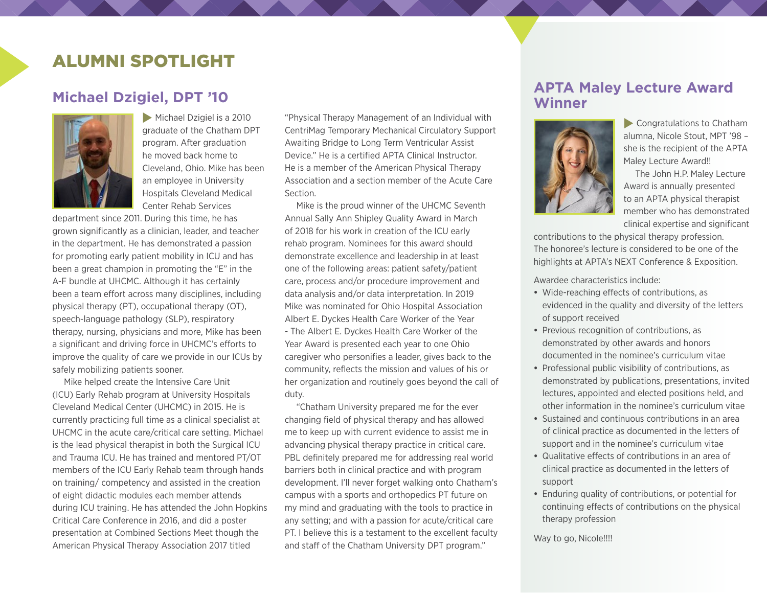# ALUMNI SPOTLIGHT

## Michael Dzigiel, DPT '10

Michael Dzigiel is a 2010 graduate of the Chatham DPT program. After graduation he moved back home to Cleveland, Ohio. Mike has been an employee in University Hospitals Cleveland Medical Center Rehab Services department since 2011. During this time, he has grown significantly as a clinician, leader, and teacher in the department. He has demonstrated a passion for promoting early patient mobility in ICU and has been a great champion in promoting the "E" in the A-F bundle at UHCMC. Although it has certainly been a team effort across many disciplines, including physical therapy (PT), occupational therapy (OT), speech-language pathology (SLP), respiratory therapy, nursing, physicians and more, Mike has been a significant and driving force in UHCMC's efforts to improve the quality of care we provide in our ICUs by safely mobilizing patients sooner.

Mike helped create the Intensive Care Unit (ICU) Early Rehab program at University Hospitals Cleveland Medical Center (UHCMC) in 2015. He is currently practicing full time as a clinical specialist at UHCMC in the acute care/critical care setting. Michael is the lead physical therapist in both the Surgical ICU and Trauma ICU. He has trained and mentored PT/OT members of the ICU Early Rehab team through hands on training/ competency and assisted in the creation of eight didactic modules each member attends during ICU training. He has attended the John Hopkins Critical Care Conference in 2016, and did a poster presentation at Combined Sections Meet though the American Physical Therapy Association 2017 titled "Physical Therapy Management of an Individual with CentriMag Temporary Mechanical Circulatory Support Awaiting Bridge to Long Term Ventricular Assist Device." He is a certified APTA Clinical Instructor. He is a member of the American Physical Therapy Association and a section member of the Acute Care Section.

Mike is the proud winner of the UHCMC Seventh Annual Sally Ann Shipley Quality Award in March of 2018 for his work in creation of the ICU early rehab program. Nominees for this award should demonstrate excellence and leadership in at least one of the following areas: patient safety/patient care, process and/or procedure improvement and data analysis and/or data interpretation. In 2019 Mike was nominated for Ohio Hospital Association Albert E. Dyckes Health Care Worker of the Year - The Albert E. Dyckes Health Care Worker of the Year Award is presented each year to one Ohio caregiver who personifies a leader, gives back to the community, reflects the mission and values of his or her organization and routinely goes beyond the call of duty.

"Chatham University prepared me for the ever changing field of physical therapy and has allowed me to keep up with current evidence to assist me in advancing physical therapy practice in critical care. PBL definitely prepared me for addressing real world barriers both in clinical practice and with program development. I'll never forget walking onto Chatham's campus with a sports and orthopedics PT future on my mind and graduating with the tools to practice in any setting; and with a passion for acute/critical care PT. I believe this is a testament to the excellent faculty and staff of the Chatham University DPT program."

## APTA Maley Lecture Award Winner

Congratulations to Chatham alumna, Nicole Stout, MPT '98 – she is the recipient of the APTA Maley Lecture Award!!

The John H.P. Maley Lecture Award is annually presented to an APTA physical therapist member who has demonstrated clinical expertise and significant contributions to the physical therapy profession. The honoree's lecture is considered to be one of the highlights at APTA's NEXT Conference & Exposition.

Awardee characteristics include:

- Wide-reaching effects of contributions, as evidenced in the quality and diversity of the letters of support received
- Previous recognition of contributions, as demonstrated by other awards and honors documented in the nominee's curriculum vitae
- Professional public visibility of contributions, as demonstrated by publications, presentations, invited lectures, appointed and elected positions held, and other information in the nominee's curriculum vitae
- Sustained and continuous contributions in an area of clinical practice as documented in the letters of support and in the nominee's curriculum vitae
- Qualitative effects of contributions in an area of clinical practice as documented in the letters of support
- Enduring quality of contributions, or potential for continuing effects of contributions on the physical therapy profession

Way to go, Nicole!!!!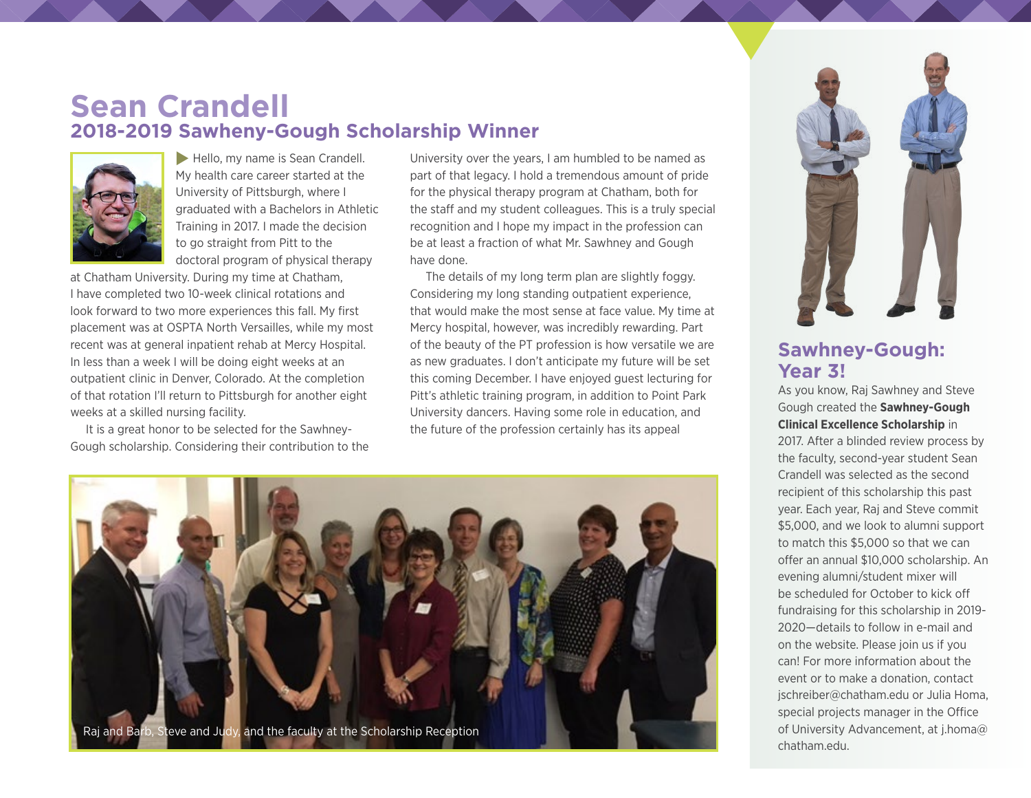# Sean Crandell

## 2018-2019 Sawheny-Gough Scholarship Winner

Hello, my name is Sean Crandell. My health care career started at the University of Pittsburgh, where I graduated with a Bachelors in Athletic Training in 2017. I made the decision to go straight from Pitt to the doctoral program of physical therapy at Chatham University. During my time at Chatham, I have completed two 10-week clinical rotations and look forward to two more experiences this fall. My first placement was at OSPTA North Versailles, while my most recent was at general inpatient rehab at Mercy Hospital. In less than a week I will be doing eight weeks at an outpatient clinic in Denver, Colorado. At the completion of that rotation I'll return to Pittsburgh for another eight weeks at a skilled nursing facility.

It is a great honor to be selected for the Sawhney-Gough scholarship. Considering their contribution to the University over the years, I am humbled to be named as part of that legacy. I hold a tremendous amount of pride for the physical therapy program at Chatham, both for the staff and my student colleagues. This is a truly special recognition and I hope my impact in the profession can be at least a fraction of what Mr. Sawhney and Gough have done.

The details of my long term plan are slightly foggy. Considering my long standing outpatient experience, that would make the most sense at face value. My time at Mercy hospital, however, was incredibly rewarding. Part of the beauty of the PT profession is how versatile we are as new graduates. I don't anticipate my future will be set this coming December. I have enjoyed guest lecturing for Pitt's athletic training program, in addition to Point Park University dancers. Having some role in education, and the future of the profession certainly has its appeal

Raj and Barb, Steve and Judy, and the faculty at the Scholarship Reception

## Sawhney-Gough: Year 3!

As you know, Raj Sawhney and Steve Gough created the **Sawhney-Gough Clinical Excellence Scholarship** in 2017. After a blinded review process by the faculty, second-year student Sean Crandell was selected as the second recipient of this scholarship this past year. Each year, Raj and Steve commit $5,000, and we look to alumni support to match this $5,000 so that we can offer an annual $10,000 scholarship. An evening alumni/student mixer will be scheduled for October to kick off fundraising for this scholarship in 2019-2020—details to follow in e-mail and on the website. Please join us if you can! For more information about the event or to make a donation, contact jschreiber@chatham.edu or Julia Homa, special projects manager in the Office of University Advancement, at j.homa@chatham.edu.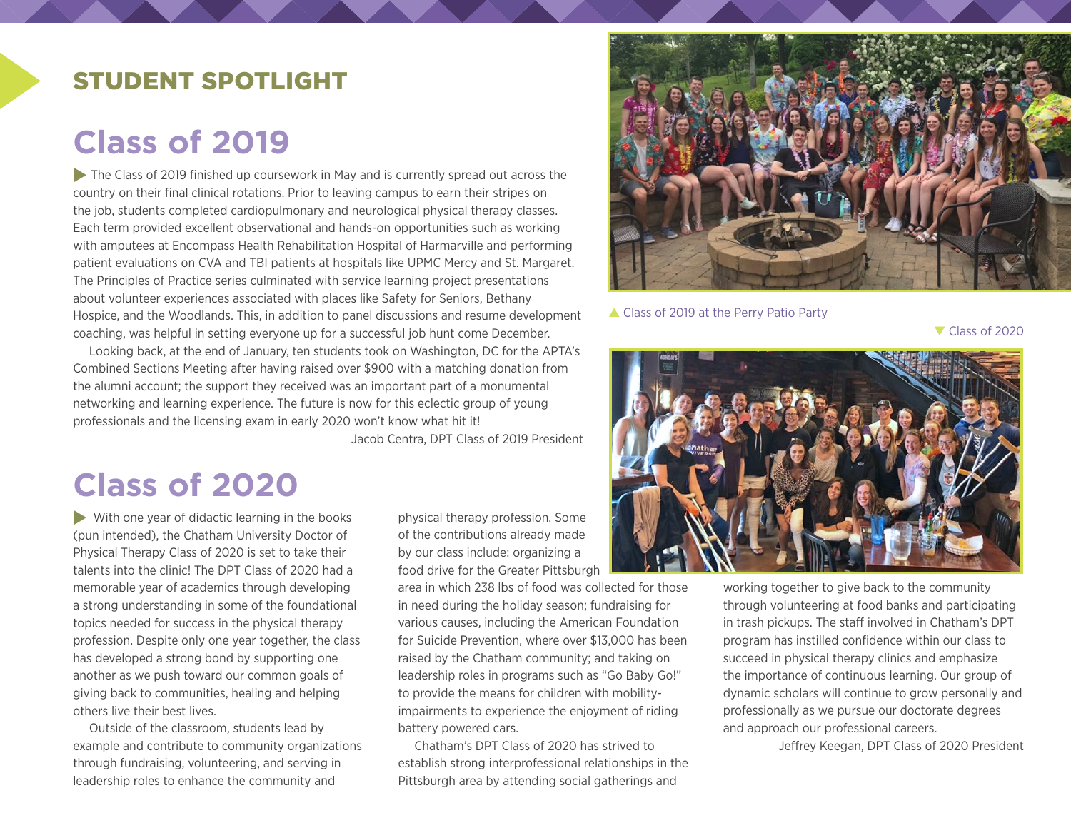## STUDENT SPOTLIGHT

# Class of 2019

The Class of 2019 finished up coursework in May and is currently spread out across the country on their final clinical rotations. Prior to leaving campus to earn their stripes on the job, students completed cardiopulmonary and neurological physical therapy classes. Each term provided excellent observational and hands-on opportunities such as working with amputees at Encompass Health Rehabilitation Hospital of Harmarville and performing patient evaluations on CVA and TBI patients at hospitals like UPMC Mercy and St. Margaret. The Principles of Practice series culminated with service learning project presentations about volunteer experiences associated with places like Safety for Seniors, Bethany Hospice, and the Woodlands. This, in addition to panel discussions and resume development coaching, was helpful in setting everyone up for a successful job hunt come December.

Looking back, at the end of January, ten students took on Washington, DC for the APTA's Combined Sections Meeting after having raised over $900 with a matching donation from the alumni account; the support they received was an important part of a monumental networking and learning experience. The future is now for this eclectic group of young professionals and the licensing exam in early 2020 won't know what hit it!

Jacob Centra, DPT Class of 2019 President

▲ Class of 2019 at the Perry Patio Party

▼ Class of 2020

# Class of 2020

With one year of didactic learning in the books (pun intended), the Chatham University Doctor of Physical Therapy Class of 2020 is set to take their talents into the clinic! The DPT Class of 2020 had a memorable year of academics through developing a strong understanding in some of the foundational topics needed for success in the physical therapy profession. Despite only one year together, the class has developed a strong bond by supporting one another as we push toward our common goals of giving back to communities, healing and helping others live their best lives.

Outside of the classroom, students lead by example and contribute to community organizations through fundraising, volunteering, and serving in leadership roles to enhance the community and physical therapy profession. Some of the contributions already made by our class include: organizing a food drive for the Greater Pittsburgh area in which 238 lbs of food was collected for those in need during the holiday season; fundraising for various causes, including the American Foundation for Suicide Prevention, where over $13,000 has been raised by the Chatham community; and taking on leadership roles in programs such as "Go Baby Go!" to provide the means for children with mobility-impairments to experience the enjoyment of riding battery powered cars.

Chatham's DPT Class of 2020 has strived to establish strong interprofessional relationships in the Pittsburgh area by attending social gatherings and working together to give back to the community through volunteering at food banks and participating in trash pickups. The staff involved in Chatham's DPT program has instilled confidence within our class to succeed in physical therapy clinics and emphasize the importance of continuous learning. Our group of dynamic scholars will continue to grow personally and professionally as we pursue our doctorate degrees and approach our professional careers.

Jeffrey Keegan, DPT Class of 2020 President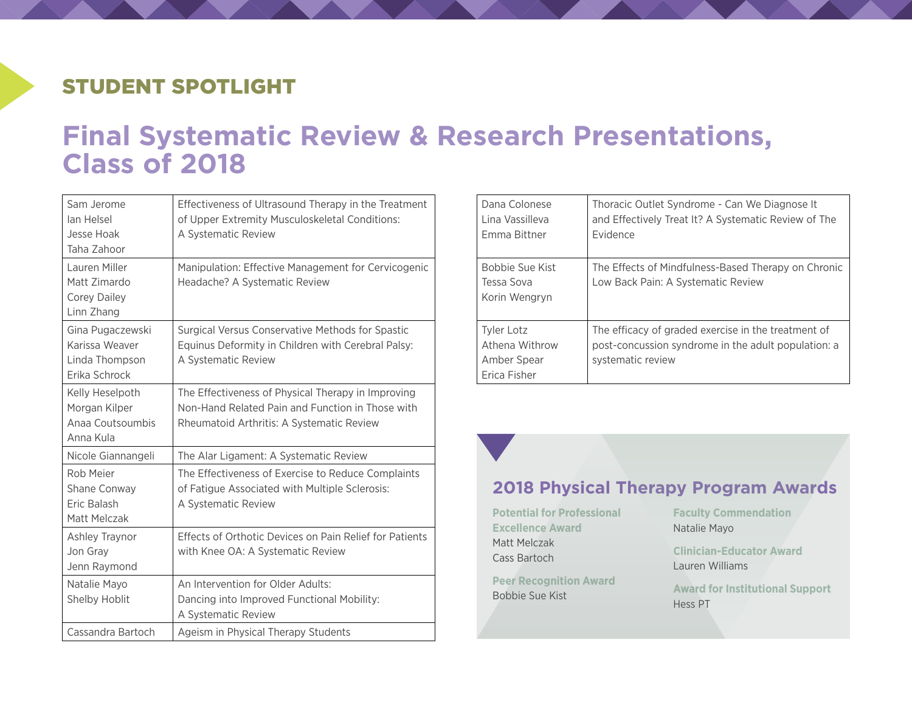## STUDENT SPOTLIGHT

# Final Systematic Review & Research Presentations, Class of 2018

| Students | Title |
|---|---|
| Sam Jerome<br>Ian Helsel<br>Jesse Hoak<br>Taha Zahoor | Effectiveness of Ultrasound Therapy in the Treatment of Upper Extremity Musculoskeletal Conditions: A Systematic Review |
| Lauren Miller<br>Matt Zimardo<br>Corey Dailey<br>Linn Zhang | Manipulation: Effective Management for Cervicogenic Headache? A Systematic Review |
| Gina Pugaczewski<br>Karissa Weaver<br>Linda Thompson<br>Erika Schrock | Surgical Versus Conservative Methods for Spastic Equinus Deformity in Children with Cerebral Palsy: A Systematic Review |
| Kelly Heselpoth<br>Morgan Kilper<br>Anaa Coutsoumbis<br>Anna Kula | The Effectiveness of Physical Therapy in Improving Non-Hand Related Pain and Function in Those with Rheumatoid Arthritis: A Systematic Review |
| Nicole Giannangeli | The Alar Ligament: A Systematic Review |
| Rob Meier<br>Shane Conway<br>Eric Balash<br>Matt Melczak | The Effectiveness of Exercise to Reduce Complaints of Fatigue Associated with Multiple Sclerosis: A Systematic Review |
| Ashley Traynor<br>Jon Gray<br>Jenn Raymond | Effects of Orthotic Devices on Pain Relief for Patients with Knee OA: A Systematic Review |
| Natalie Mayo<br>Shelby Hoblit | An Intervention for Older Adults: Dancing into Improved Functional Mobility: A Systematic Review |
| Cassandra Bartoch | Ageism in Physical Therapy Students |
| Dana Colonese<br>Lina Vassilleva<br>Emma Bittner | Thoracic Outlet Syndrome - Can We Diagnose It and Effectively Treat It? A Systematic Review of The Evidence |
| Bobbie Sue Kist<br>Tessa Sova<br>Korin Wengryn | The Effects of Mindfulness-Based Therapy on Chronic Low Back Pain: A Systematic Review |
| Tyler Lotz<br>Athena Withrow<br>Amber Spear<br>Erica Fisher | The efficacy of graded exercise in the treatment of post-concussion syndrome in the adult population: a systematic review |

## 2018 Physical Therapy Program Awards

**Potential for Professional Excellence Award**
Matt Melczak
Cass Bartoch

**Peer Recognition Award**
Bobbie Sue Kist

**Faculty Commendation**
Natalie Mayo

**Clinician-Educator Award**
Lauren Williams

**Award for Institutional Support**
Hess PT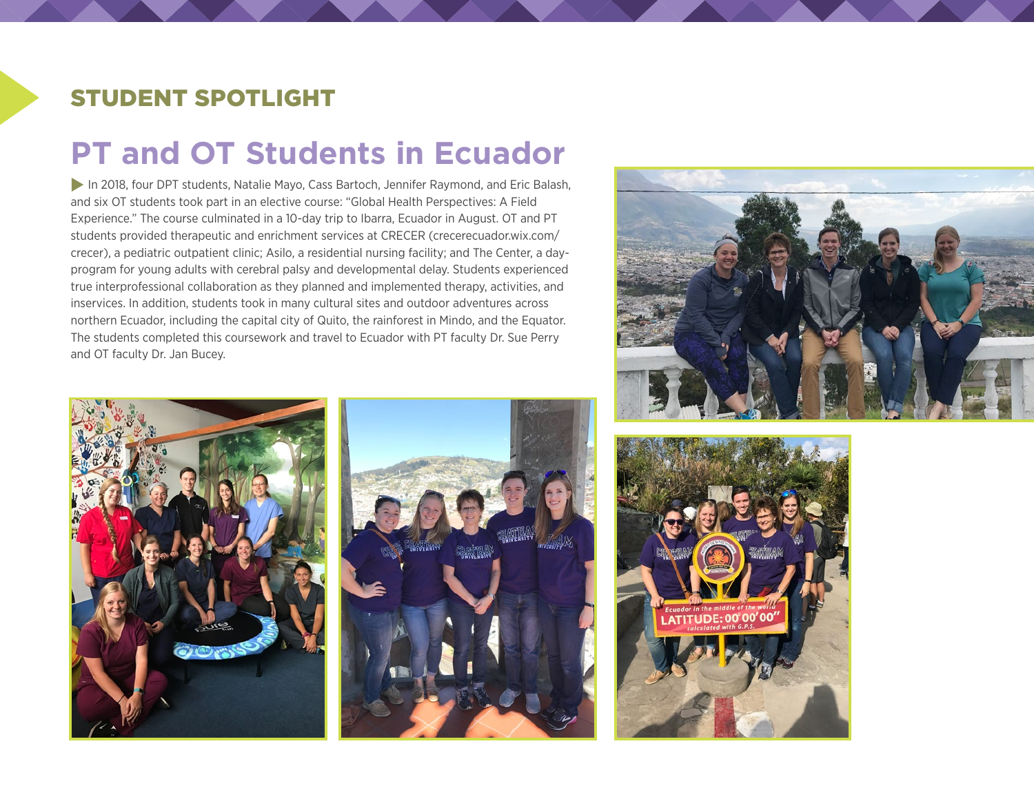## STUDENT SPOTLIGHT

# PT and OT Students in Ecuador

In 2018, four DPT students, Natalie Mayo, Cass Bartoch, Jennifer Raymond, and Eric Balash, and six OT students took part in an elective course: "Global Health Perspectives: A Field Experience." The course culminated in a 10-day trip to Ibarra, Ecuador in August. OT and PT students provided therapeutic and enrichment services at CRECER (crecerecuador.wix.com/crecer), a pediatric outpatient clinic; Asilo, a residential nursing facility; and The Center, a day-program for young adults with cerebral palsy and developmental delay. Students experienced true interprofessional collaboration as they planned and implemented therapy, activities, and inservices. In addition, students took in many cultural sites and outdoor adventures across northern Ecuador, including the capital city of Quito, the rainforest in Mindo, and the Equator. The students completed this coursework and travel to Ecuador with PT faculty Dr. Sue Perry and OT faculty Dr. Jan Bucey.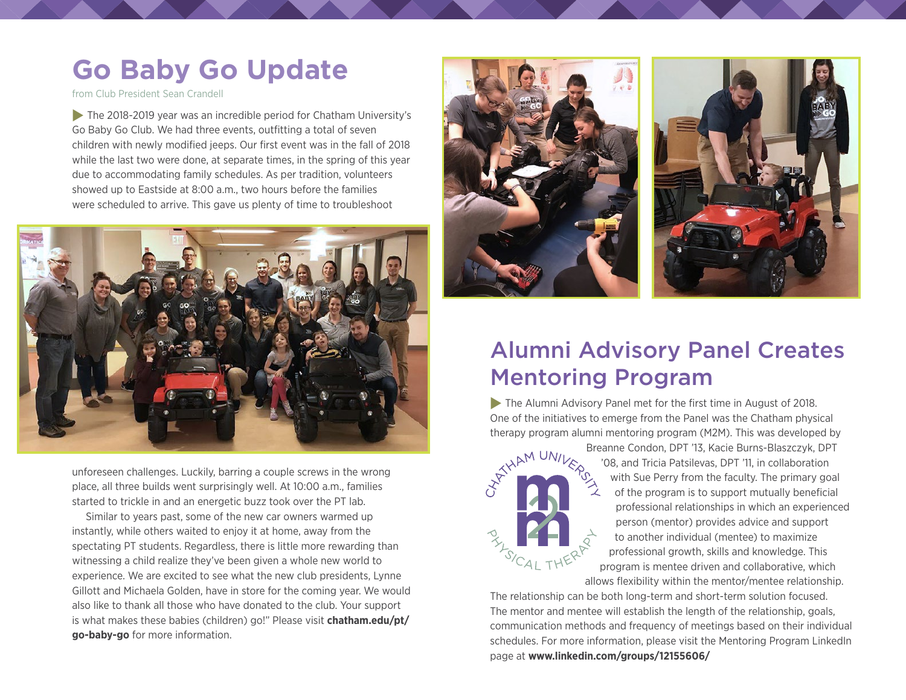# Go Baby Go Update

from Club President Sean Crandell

The 2018-2019 year was an incredible period for Chatham University's Go Baby Go Club. We had three events, outfitting a total of seven children with newly modified jeeps. Our first event was in the fall of 2018 while the last two were done, at separate times, in the spring of this year due to accommodating family schedules. As per tradition, volunteers showed up to Eastside at 8:00 a.m., two hours before the families were scheduled to arrive. This gave us plenty of time to troubleshoot unforeseen challenges. Luckily, barring a couple screws in the wrong place, all three builds went surprisingly well. At 10:00 a.m., families started to trickle in and an energetic buzz took over the PT lab.

Similar to years past, some of the new car owners warmed up instantly, while others waited to enjoy it at home, away from the spectating PT students. Regardless, there is little more rewarding than witnessing a child realize they've been given a whole new world to experience. We are excited to see what the new club presidents, Lynne Gillott and Michaela Golden, have in store for the coming year. We would also like to thank all those who have donated to the club. Your support is what makes these babies (children) go!" Please visit **chatham.edu/pt/go-baby-go** for more information.

# Alumni Advisory Panel Creates Mentoring Program

The Alumni Advisory Panel met for the first time in August of 2018. One of the initiatives to emerge from the Panel was the Chatham physical therapy program alumni mentoring program (M2M). This was developed by Breanne Condon, DPT '13, Kacie Burns-Blaszczyk, DPT '08, and Tricia Patsilevas, DPT '11, in collaboration with Sue Perry from the faculty. The primary goal of the program is to support mutually beneficial professional relationships in which an experienced person (mentor) provides advice and support to another individual (mentee) to maximize professional growth, skills and knowledge. This program is mentee driven and collaborative, which allows flexibility within the mentor/mentee relationship. The relationship can be both long-term and short-term solution focused. The mentor and mentee will establish the length of the relationship, goals, communication methods and frequency of meetings based on their individual schedules. For more information, please visit the Mentoring Program LinkedIn page at **www.linkedin.com/groups/12155606/**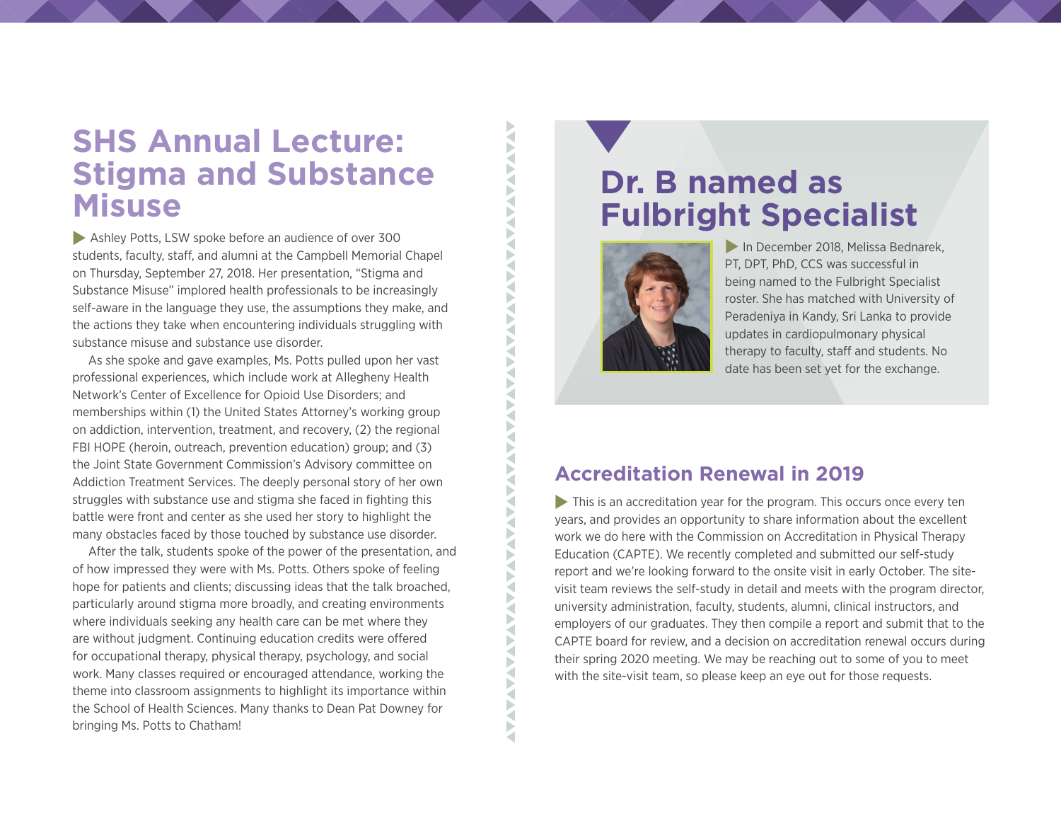# SHS Annual Lecture: Stigma and Substance Misuse

Ashley Potts, LSW spoke before an audience of over 300 students, faculty, staff, and alumni at the Campbell Memorial Chapel on Thursday, September 27, 2018. Her presentation, "Stigma and Substance Misuse" implored health professionals to be increasingly self-aware in the language they use, the assumptions they make, and the actions they take when encountering individuals struggling with substance misuse and substance use disorder.

As she spoke and gave examples, Ms. Potts pulled upon her vast professional experiences, which include work at Allegheny Health Network's Center of Excellence for Opioid Use Disorders; and memberships within (1) the United States Attorney's working group on addiction, intervention, treatment, and recovery, (2) the regional FBI HOPE (heroin, outreach, prevention education) group; and (3) the Joint State Government Commission's Advisory committee on Addiction Treatment Services. The deeply personal story of her own struggles with substance use and stigma she faced in fighting this battle were front and center as she used her story to highlight the many obstacles faced by those touched by substance use disorder.

After the talk, students spoke of the power of the presentation, and of how impressed they were with Ms. Potts. Others spoke of feeling hope for patients and clients; discussing ideas that the talk broached, particularly around stigma more broadly, and creating environments where individuals seeking any health care can be met where they are without judgment. Continuing education credits were offered for occupational therapy, physical therapy, psychology, and social work. Many classes required or encouraged attendance, working the theme into classroom assignments to highlight its importance within the School of Health Sciences. Many thanks to Dean Pat Downey for bringing Ms. Potts to Chatham!

# Dr. B named as Fulbright Specialist

In December 2018, Melissa Bednarek, PT, DPT, PhD, CCS was successful in being named to the Fulbright Specialist roster. She has matched with University of Peradeniya in Kandy, Sri Lanka to provide updates in cardiopulmonary physical therapy to faculty, staff and students. No date has been set yet for the exchange.

## Accreditation Renewal in 2019

This is an accreditation year for the program. This occurs once every ten years, and provides an opportunity to share information about the excellent work we do here with the Commission on Accreditation in Physical Therapy Education (CAPTE). We recently completed and submitted our self-study report and we're looking forward to the onsite visit in early October. The site-visit team reviews the self-study in detail and meets with the program director, university administration, faculty, students, alumni, clinical instructors, and employers of our graduates. They then compile a report and submit that to the CAPTE board for review, and a decision on accreditation renewal occurs during their spring 2020 meeting. We may be reaching out to some of you to meet with the site-visit team, so please keep an eye out for those requests.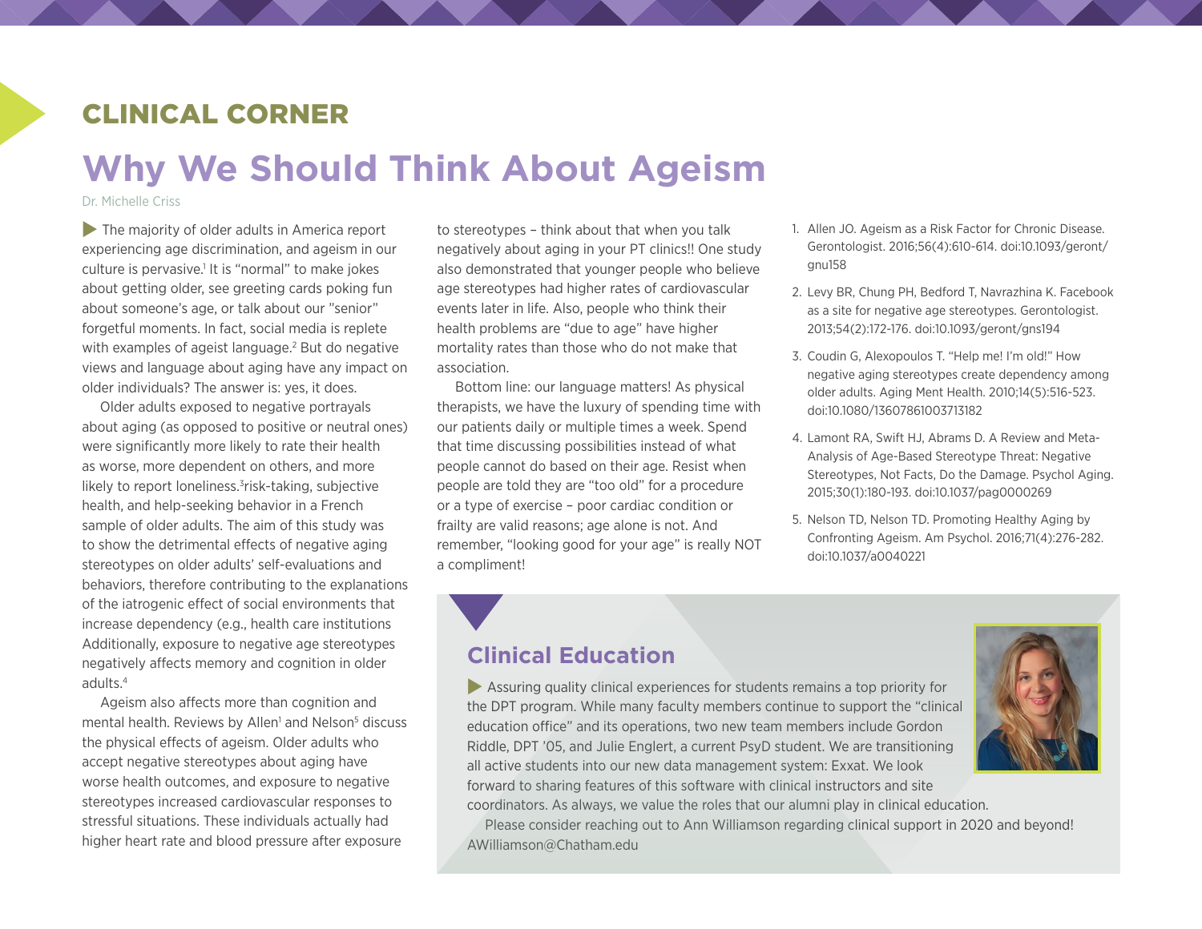## CLINICAL CORNER

# Why We Should Think About Ageism

Dr. Michelle Criss

The majority of older adults in America report experiencing age discrimination, and ageism in our culture is pervasive.[1] It is "normal" to make jokes about getting older, see greeting cards poking fun about someone's age, or talk about our "senior" forgetful moments. In fact, social media is replete with examples of ageist language.[2] But do negative views and language about aging have any impact on older individuals? The answer is: yes, it does.

Older adults exposed to negative portrayals about aging (as opposed to positive or neutral ones) were significantly more likely to rate their health as worse, more dependent on others, and more likely to report loneliness.[3]risk-taking, subjective health, and help-seeking behavior in a French sample of older adults. The aim of this study was to show the detrimental effects of negative aging stereotypes on older adults' self-evaluations and behaviors, therefore contributing to the explanations of the iatrogenic effect of social environments that increase dependency (e.g., health care institutions Additionally, exposure to negative age stereotypes negatively affects memory and cognition in older adults.[4]

Ageism also affects more than cognition and mental health. Reviews by Allen[1] and Nelson[5] discuss the physical effects of ageism. Older adults who accept negative stereotypes about aging have worse health outcomes, and exposure to negative stereotypes increased cardiovascular responses to stressful situations. These individuals actually had higher heart rate and blood pressure after exposure to stereotypes – think about that when you talk negatively about aging in your PT clinics!! One study also demonstrated that younger people who believe age stereotypes had higher rates of cardiovascular events later in life. Also, people who think their health problems are "due to age" have higher mortality rates than those who do not make that association.

Bottom line: our language matters! As physical therapists, we have the luxury of spending time with our patients daily or multiple times a week. Spend that time discussing possibilities instead of what people cannot do based on their age. Resist when people are told they are "too old" for a procedure or a type of exercise – poor cardiac condition or frailty are valid reasons; age alone is not. And remember, "looking good for your age" is really NOT a compliment!

1. Allen JO. Ageism as a Risk Factor for Chronic Disease. Gerontologist. 2016;56(4):610-614. doi:10.1093/geront/gnu158
2. Levy BR, Chung PH, Bedford T, Navrazhina K. Facebook as a site for negative age stereotypes. Gerontologist. 2013;54(2):172-176. doi:10.1093/geront/gns194
3. Coudin G, Alexopoulos T. "Help me! I'm old!" How negative aging stereotypes create dependency among older adults. Aging Ment Health. 2010;14(5):516-523. doi:10.1080/13607861003713182
4. Lamont RA, Swift HJ, Abrams D. A Review and Meta-Analysis of Age-Based Stereotype Threat: Negative Stereotypes, Not Facts, Do the Damage. Psychol Aging. 2015;30(1):180-193. doi:10.1037/pag0000269
5. Nelson TD, Nelson TD. Promoting Healthy Aging by Confronting Ageism. Am Psychol. 2016;71(4):276-282. doi:10.1037/a0040221

## Clinical Education

Assuring quality clinical experiences for students remains a top priority for the DPT program. While many faculty members continue to support the "clinical education office" and its operations, two new team members include Gordon Riddle, DPT '05, and Julie Englert, a current PsyD student. We are transitioning all active students into our new data management system: Exxat. We look forward to sharing features of this software with clinical instructors and site coordinators. As always, we value the roles that our alumni play in clinical education.

Please consider reaching out to Ann Williamson regarding clinical support in 2020 and beyond! AWilliamson@Chatham.edu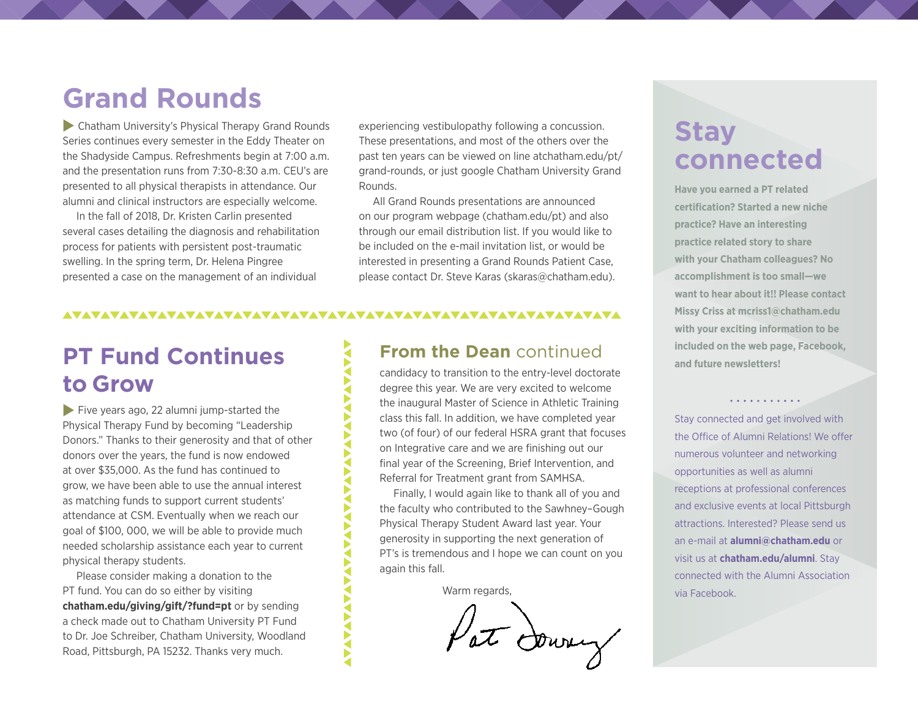# Grand Rounds

Chatham University's Physical Therapy Grand Rounds Series continues every semester in the Eddy Theater on the Shadyside Campus. Refreshments begin at 7:00 a.m. and the presentation runs from 7:30-8:30 a.m. CEU's are presented to all physical therapists in attendance. Our alumni and clinical instructors are especially welcome.

In the fall of 2018, Dr. Kristen Carlin presented several cases detailing the diagnosis and rehabilitation process for patients with persistent post-traumatic swelling. In the spring term, Dr. Helena Pingree presented a case on the management of an individual experiencing vestibulopathy following a concussion. These presentations, and most of the others over the past ten years can be viewed on line atchatham.edu/pt/grand-rounds, or just google Chatham University Grand Rounds.

All Grand Rounds presentations are announced on our program webpage (chatham.edu/pt) and also through our email distribution list. If you would like to be included on the e-mail invitation list, or would be interested in presenting a Grand Rounds Patient Case, please contact Dr. Steve Karas (skaras@chatham.edu).

# PT Fund Continues to Grow

Five years ago, 22 alumni jump-started the Physical Therapy Fund by becoming "Leadership Donors." Thanks to their generosity and that of other donors over the years, the fund is now endowed at over $35,000. As the fund has continued to grow, we have been able to use the annual interest as matching funds to support current students' attendance at CSM. Eventually when we reach our goal of $100, 000, we will be able to provide much needed scholarship assistance each year to current physical therapy students.

Please consider making a donation to the PT fund. You can do so either by visiting **chatham.edu/giving/gift/?fund=pt** or by sending a check made out to Chatham University PT Fund to Dr. Joe Schreiber, Chatham University, Woodland Road, Pittsburgh, PA 15232. Thanks very much.

## From the Dean continued

candidacy to transition to the entry-level doctorate degree this year. We are very excited to welcome the inaugural Master of Science in Athletic Training class this fall. In addition, we have completed year two (of four) of our federal HSRA grant that focuses on Integrative care and we are finishing out our final year of the Screening, Brief Intervention, and Referral for Treatment grant from SAMHSA.

Finally, I would again like to thank all of you and the faculty who contributed to the Sawhney–Gough Physical Therapy Student Award last year. Your generosity in supporting the next generation of PT's is tremendous and I hope we can count on you again this fall.

Warm regards,

Pat Downey

# Stay connected

**Have you earned a PT related certification? Started a new niche practice? Have an interesting practice related story to share with your Chatham colleagues? No accomplishment is too small—we want to hear about it!! Please contact Missy Criss at mcriss1@chatham.edu with your exciting information to be included on the web page, Facebook, and future newsletters!**

Stay connected and get involved with the Office of Alumni Relations! We offer numerous volunteer and networking opportunities as well as alumni receptions at professional conferences and exclusive events at local Pittsburgh attractions. Interested? Please send us an e-mail at **alumni@chatham.edu** or visit us at **chatham.edu/alumni**. Stay connected with the Alumni Association via Facebook.